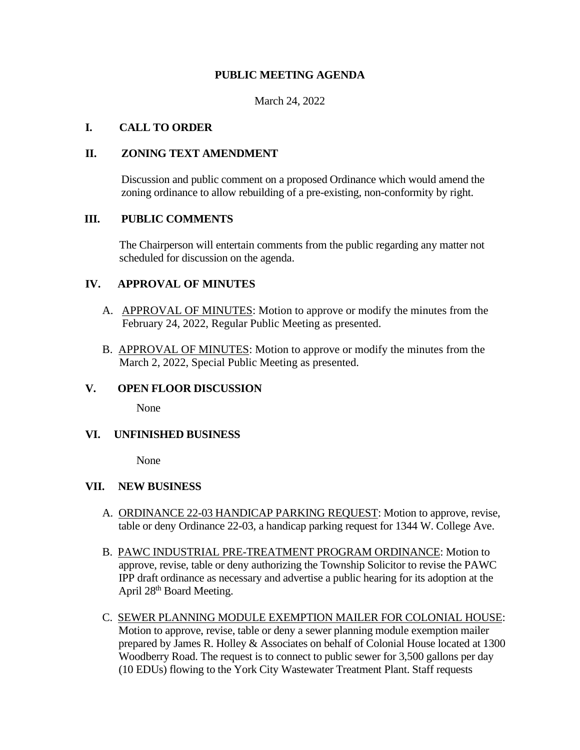# PUBLIC MEETING AGENDA

March 24, 2022

## I. CALL TO ORDER

## II. ZONING TEXT AMENDMENT

Discussion and public comment on a proposed Ordinance which would amend the zoning ordinance to allow rebuilding of a pre-existing, non-conformity by right.

## III. PUBLIC COMMENTS

The Chairperson will entertain comments from the public regarding any matter not scheduled for discussion on the agenda.

## IV. APPROVAL OF MINUTES

A. APPROVAL OF MINUTES: Motion to approve or modify the minutes from the February 24, 2022, Regular Public Meeting as presented.

B. APPROVAL OF MINUTES: Motion to approve or modify the minutes from the March 2, 2022, Special Public Meeting as presented.

## V. OPEN FLOOR DISCUSSION

None

## VI. UNFINISHED BUSINESS

None

## VII. NEW BUSINESS

A. ORDINANCE 22-03 HANDICAP PARKING REQUEST: Motion to approve, revise, table or deny Ordinance 22-03, a handicap parking request for 1344 W. College Ave.

B. PAWC INDUSTRIAL PRE-TREATMENT PROGRAM ORDINANCE: Motion to approve, revise, table or deny authorizing the Township Solicitor to revise the PAWC IPP draft ordinance as necessary and advertise a public hearing for its adoption at the April 28th Board Meeting.

C. SEWER PLANNING MODULE EXEMPTION MAILER FOR COLONIAL HOUSE: Motion to approve, revise, table or deny a sewer planning module exemption mailer prepared by James R. Holley & Associates on behalf of Colonial House located at 1300 Woodberry Road. The request is to connect to public sewer for 3,500 gallons per day (10 EDUs) flowing to the York City Wastewater Treatment Plant. Staff requests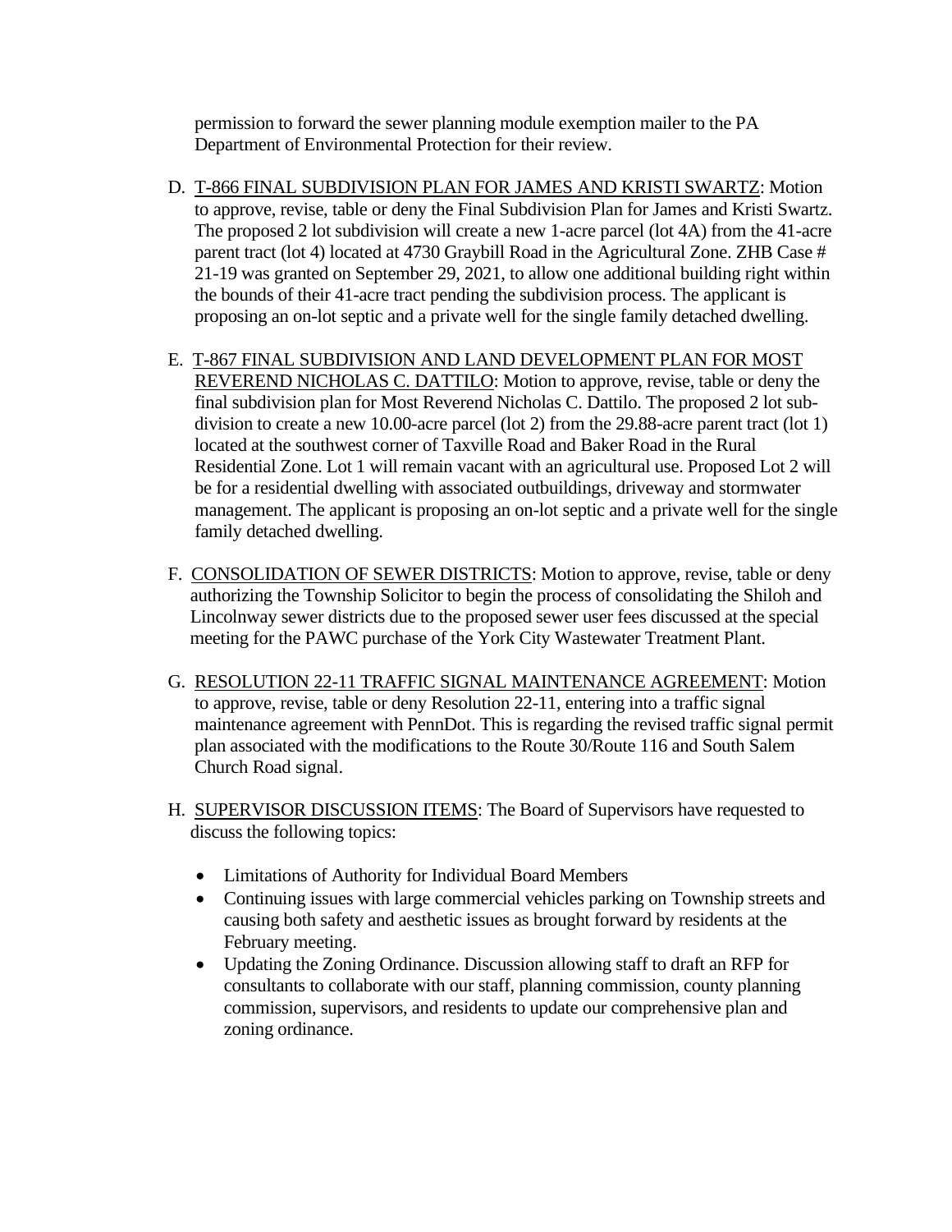permission to forward the sewer planning module exemption mailer to the PA Department of Environmental Protection for their review.

D. <u>T-866 FINAL SUBDIVISION PLAN FOR JAMES AND KRISTI SWARTZ</u>: Motion to approve, revise, table or deny the Final Subdivision Plan for James and Kristi Swartz. The proposed 2 lot subdivision will create a new 1-acre parcel (lot 4A) from the 41-acre parent tract (lot 4) located at 4730 Graybill Road in the Agricultural Zone. ZHB Case # 21-19 was granted on September 29, 2021, to allow one additional building right within the bounds of their 41-acre tract pending the subdivision process. The applicant is proposing an on-lot septic and a private well for the single family detached dwelling.

E. <u>T-867 FINAL SUBDIVISION AND LAND DEVELOPMENT PLAN FOR MOST REVEREND NICHOLAS C. DATTILO</u>: Motion to approve, revise, table or deny the final subdivision plan for Most Reverend Nicholas C. Dattilo. The proposed 2 lot sub-division to create a new 10.00-acre parcel (lot 2) from the 29.88-acre parent tract (lot 1) located at the southwest corner of Taxville Road and Baker Road in the Rural Residential Zone. Lot 1 will remain vacant with an agricultural use. Proposed Lot 2 will be for a residential dwelling with associated outbuildings, driveway and stormwater management. The applicant is proposing an on-lot septic and a private well for the single family detached dwelling.

F. <u>CONSOLIDATION OF SEWER DISTRICTS</u>: Motion to approve, revise, table or deny authorizing the Township Solicitor to begin the process of consolidating the Shiloh and Lincolnway sewer districts due to the proposed sewer user fees discussed at the special meeting for the PAWC purchase of the York City Wastewater Treatment Plant.

G. <u>RESOLUTION 22-11 TRAFFIC SIGNAL MAINTENANCE AGREEMENT</u>: Motion to approve, revise, table or deny Resolution 22-11, entering into a traffic signal maintenance agreement with PennDot. This is regarding the revised traffic signal permit plan associated with the modifications to the Route 30/Route 116 and South Salem Church Road signal.

H. <u>SUPERVISOR DISCUSSION ITEMS</u>: The Board of Supervisors have requested to discuss the following topics:

- Limitations of Authority for Individual Board Members
- Continuing issues with large commercial vehicles parking on Township streets and causing both safety and aesthetic issues as brought forward by residents at the February meeting.
- Updating the Zoning Ordinance. Discussion allowing staff to draft an RFP for consultants to collaborate with our staff, planning commission, county planning commission, supervisors, and residents to update our comprehensive plan and zoning ordinance.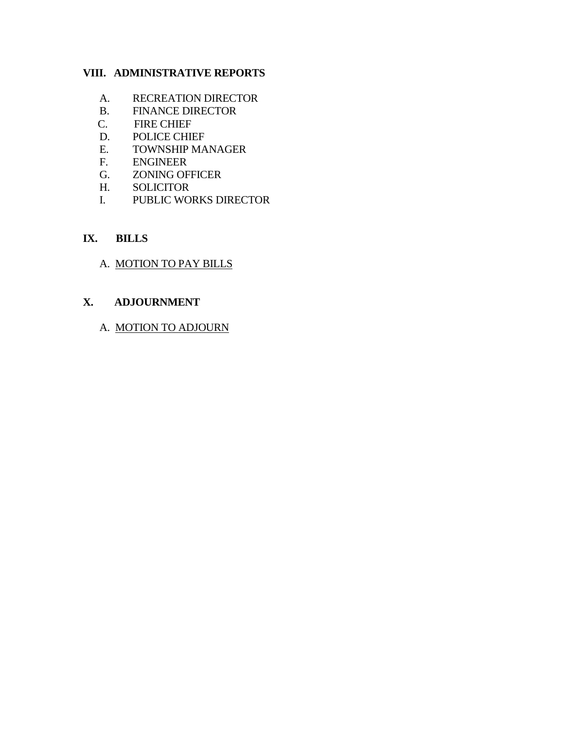## VIII. ADMINISTRATIVE REPORTS

A. RECREATION DIRECTOR
B. FINANCE DIRECTOR
C. FIRE CHIEF
D. POLICE CHIEF
E. TOWNSHIP MANAGER
F. ENGINEER
G. ZONING OFFICER
H. SOLICITOR
I. PUBLIC WORKS DIRECTOR

## IX. BILLS

A. <u>MOTION TO PAY BILLS</u>

## X. ADJOURNMENT

A. <u>MOTION TO ADJOURN</u>